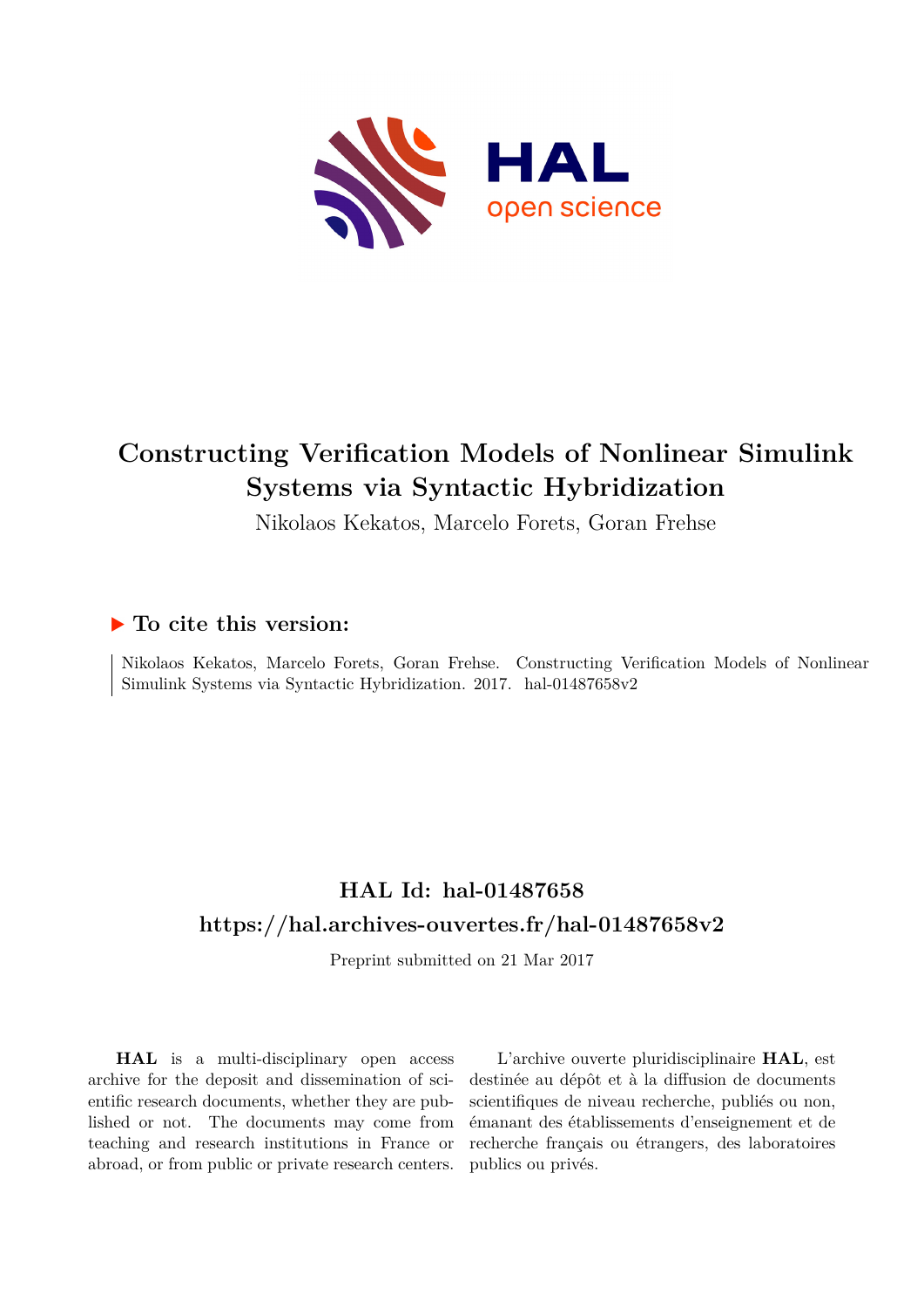# Constructing Verification Models of Nonlinear Simulink Systems via Syntactic Hybridization

Nikolaos Kekatos, Marcelo Forets, Goran Frehse

## ▶ To cite this version:

Nikolaos Kekatos, Marcelo Forets, Goran Frehse. Constructing Verification Models of Nonlinear Simulink Systems via Syntactic Hybridization. 2017. hal-01487658v2

## HAL Id: hal-01487658

## https://hal.archives-ouvertes.fr/hal-01487658v2

Preprint submitted on 21 Mar 2017

**HAL** is a multi-disciplinary open access archive for the deposit and dissemination of scientific research documents, whether they are published or not. The documents may come from teaching and research institutions in France or abroad, or from public or private research centers.

L'archive ouverte pluridisciplinaire **HAL**, est destinée au dépôt et à la diffusion de documents scientifiques de niveau recherche, publiés ou non, émanant des établissements d'enseignement et de recherche français ou étrangers, des laboratoires publics ou privés.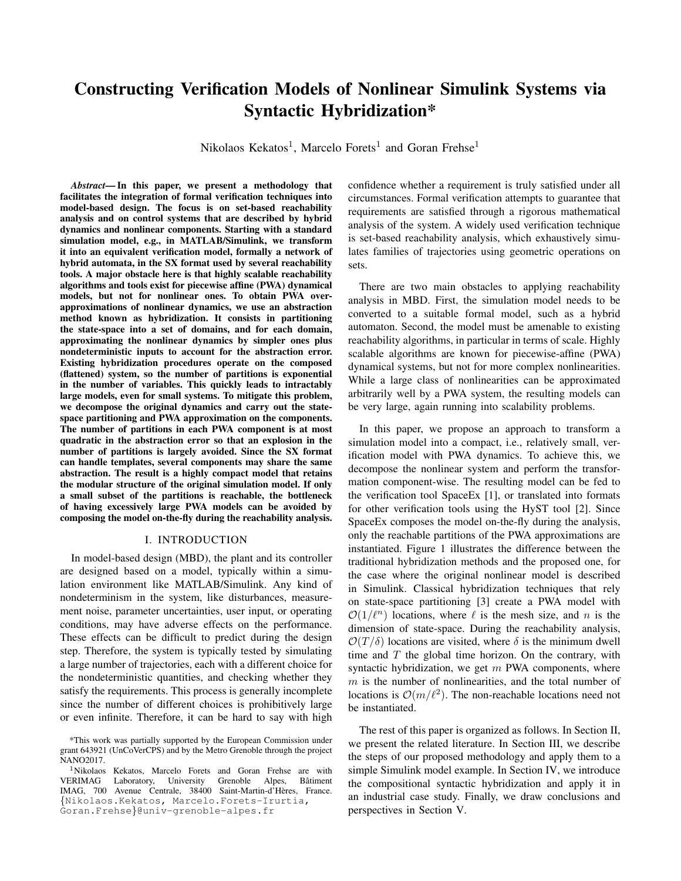# Constructing Verification Models of Nonlinear Simulink Systems via Syntactic Hybridization*

Nikolaos Kekatos[1], Marcelo Forets[1] and Goran Frehse[1]

***Abstract*— In this paper, we present a methodology that facilitates the integration of formal verification techniques into model-based design. The focus is on set-based reachability analysis and on control systems that are described by hybrid dynamics and nonlinear components. Starting with a standard simulation model, e.g., in MATLAB/Simulink, we transform it into an equivalent verification model, formally a network of hybrid automata, in the SX format used by several reachability tools. A major obstacle here is that highly scalable reachability algorithms and tools exist for piecewise affine (PWA) dynamical models, but not for nonlinear ones. To obtain PWA over-approximations of nonlinear dynamics, we use an abstraction method known as hybridization. It consists in partitioning the state-space into a set of domains, and for each domain, approximating the nonlinear dynamics by simpler ones plus nondeterministic inputs to account for the abstraction error. Existing hybridization procedures operate on the composed (flattened) system, so the number of partitions is exponential in the number of variables. This quickly leads to intractably large models, even for small systems. To mitigate this problem, we decompose the original dynamics and carry out the state-space partitioning and PWA approximation on the components. The number of partitions in each PWA component is at most quadratic in the abstraction error so that an explosion in the number of partitions is largely avoided. Since the SX format can handle templates, several components may share the same abstraction. The result is a highly compact model that retains the modular structure of the original simulation model. If only a small subset of the partitions is reachable, the bottleneck of having excessively large PWA models can be avoided by composing the model on-the-fly during the reachability analysis.**

## I. INTRODUCTION

In model-based design (MBD), the plant and its controller are designed based on a model, typically within a simulation environment like MATLAB/Simulink. Any kind of nondeterminism in the system, like disturbances, measurement noise, parameter uncertainties, user input, or operating conditions, may have adverse effects on the performance. These effects can be difficult to predict during the design step. Therefore, the system is typically tested by simulating a large number of trajectories, each with a different choice for the nondeterministic quantities, and checking whether they satisfy the requirements. This process is generally incomplete since the number of different choices is prohibitively large or even infinite. Therefore, it can be hard to say with high confidence whether a requirement is truly satisfied under all circumstances. Formal verification attempts to guarantee that requirements are satisfied through a rigorous mathematical analysis of the system. A widely used verification technique is set-based reachability analysis, which exhaustively simulates families of trajectories using geometric operations on sets.

There are two main obstacles to applying reachability analysis in MBD. First, the simulation model needs to be converted to a suitable formal model, such as a hybrid automaton. Second, the model must be amenable to existing reachability algorithms, in particular in terms of scale. Highly scalable algorithms are known for piecewise-affine (PWA) dynamical systems, but not for more complex nonlinearities. While a large class of nonlinearities can be approximated arbitrarily well by a PWA system, the resulting models can be very large, again running into scalability problems.

In this paper, we propose an approach to transform a simulation model into a compact, i.e., relatively small, verification model with PWA dynamics. To achieve this, we decompose the nonlinear system and perform the transformation component-wise. The resulting model can be fed to the verification tool SpaceEx [1], or translated into formats for other verification tools using the HyST tool [2]. Since SpaceEx composes the model on-the-fly during the analysis, only the reachable partitions of the PWA approximations are instantiated. Figure 1 illustrates the difference between the traditional hybridization methods and the proposed one, for the case where the original nonlinear model is described in Simulink. Classical hybridization techniques that rely on state-space partitioning [3] create a PWA model with $\mathcal{O}(1/\ell^n)$ locations, where $\ell$ is the mesh size, and $n$ is the dimension of state-space. During the reachability analysis, $\mathcal{O}(T/\delta)$ locations are visited, where $\delta$ is the minimum dwell time and $T$ the global time horizon. On the contrary, with syntactic hybridization, we get $m$ PWA components, where $m$ is the number of nonlinearities, and the total number of locations is $\mathcal{O}(m/\ell^2)$. The non-reachable locations need not be instantiated.

The rest of this paper is organized as follows. In Section II, we present the related literature. In Section III, we describe the steps of our proposed methodology and apply them to a simple Simulink model example. In Section IV, we introduce the compositional syntactic hybridization and apply it in an industrial case study. Finally, we draw conclusions and perspectives in Section V.

*This work was partially supported by the European Commission under grant 643921 (UnCoVerCPS) and by the Metro Grenoble through the project NANO2017.

[1]Nikolaos Kekatos, Marcelo Forets and Goran Frehse are with VERIMAG Laboratory, University Grenoble Alpes, Bâtiment IMAG, 700 Avenue Centrale, 38400 Saint-Martin-d'Hères, France. {Nikolaos.Kekatos, Marcelo.Forets-Irurtia, Goran.Frehse}@univ-grenoble-alpes.fr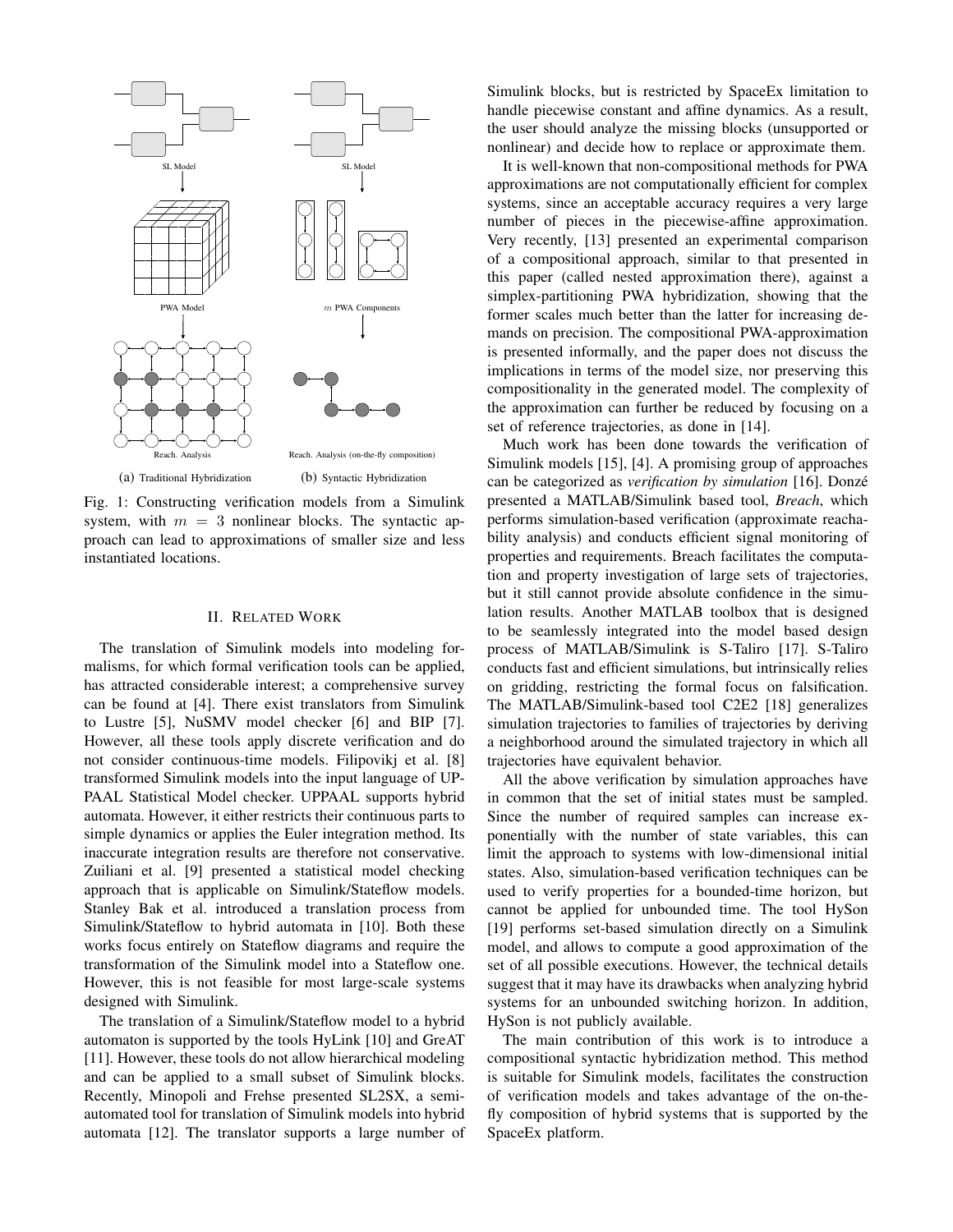SL Model

PWA Model

Reach. Analysis

(a) Traditional Hybridization

SL Model

$m$ PWA Components

Reach. Analysis (on-the-fly composition)

(b) Syntactic Hybridization

Fig. 1: Constructing verification models from a Simulink system, with $m = 3$ nonlinear blocks. The syntactic approach can lead to approximations of smaller size and less instantiated locations.

## II. Related Work

The translation of Simulink models into modeling formalisms, for which formal verification tools can be applied, has attracted considerable interest; a comprehensive survey can be found at [4]. There exist translators from Simulink to Lustre [5], NuSMV model checker [6] and BIP [7]. However, all these tools apply discrete verification and do not consider continuous-time models. Filipovikj et al. [8] transformed Simulink models into the input language of UPPAAL Statistical Model checker. UPPAAL supports hybrid automata. However, it either restricts their continuous parts to simple dynamics or applies the Euler integration method. Its inaccurate integration results are therefore not conservative. Zuiliani et al. [9] presented a statistical model checking approach that is applicable on Simulink/Stateflow models. Stanley Bak et al. introduced a translation process from Simulink/Stateflow to hybrid automata in [10]. Both these works focus entirely on Stateflow diagrams and require the transformation of the Simulink model into a Stateflow one. However, this is not feasible for most large-scale systems designed with Simulink.

The translation of a Simulink/Stateflow model to a hybrid automaton is supported by the tools HyLink [10] and GreAT [11]. However, these tools do not allow hierarchical modeling and can be applied to a small subset of Simulink blocks. Recently, Minopoli and Frehse presented SL2SX, a semi-automated tool for translation of Simulink models into hybrid automata [12]. The translator supports a large number of Simulink blocks, but is restricted by SpaceEx limitation to handle piecewise constant and affine dynamics. As a result, the user should analyze the missing blocks (unsupported or nonlinear) and decide how to replace or approximate them.

It is well-known that non-compositional methods for PWA approximations are not computationally efficient for complex systems, since an acceptable accuracy requires a very large number of pieces in the piecewise-affine approximation. Very recently, [13] presented an experimental comparison of a compositional approach, similar to that presented in this paper (called nested approximation there), against a simplex-partitioning PWA hybridization, showing that the former scales much better than the latter for increasing demands on precision. The compositional PWA-approximation is presented informally, and the paper does not discuss the implications in terms of the model size, nor preserving this compositionality in the generated model. The complexity of the approximation can further be reduced by focusing on a set of reference trajectories, as done in [14].

Much work has been done towards the verification of Simulink models [15], [4]. A promising group of approaches can be categorized as *verification by simulation* [16]. Donzé presented a MATLAB/Simulink based tool, *Breach*, which performs simulation-based verification (approximate reachability analysis) and conducts efficient signal monitoring of properties and requirements. Breach facilitates the computation and property investigation of large sets of trajectories, but it still cannot provide absolute confidence in the simulation results. Another MATLAB toolbox that is designed to be seamlessly integrated into the model based design process of MATLAB/Simulink is S-Taliro [17]. S-Taliro conducts fast and efficient simulations, but intrinsically relies on gridding, restricting the formal focus on falsification. The MATLAB/Simulink-based tool C2E2 [18] generalizes simulation trajectories to families of trajectories by deriving a neighborhood around the simulated trajectory in which all trajectories have equivalent behavior.

All the above verification by simulation approaches have in common that the set of initial states must be sampled. Since the number of required samples can increase exponentially with the number of state variables, this can limit the approach to systems with low-dimensional initial states. Also, simulation-based verification techniques can be used to verify properties for a bounded-time horizon, but cannot be applied for unbounded time. The tool HySon [19] performs set-based simulation directly on a Simulink model, and allows to compute a good approximation of the set of all possible executions. However, the technical details suggest that it may have its drawbacks when analyzing hybrid systems for an unbounded switching horizon. In addition, HySon is not publicly available.

The main contribution of this work is to introduce a compositional syntactic hybridization method. This method is suitable for Simulink models, facilitates the construction of verification models and takes advantage of the on-the-fly composition of hybrid systems that is supported by the SpaceEx platform.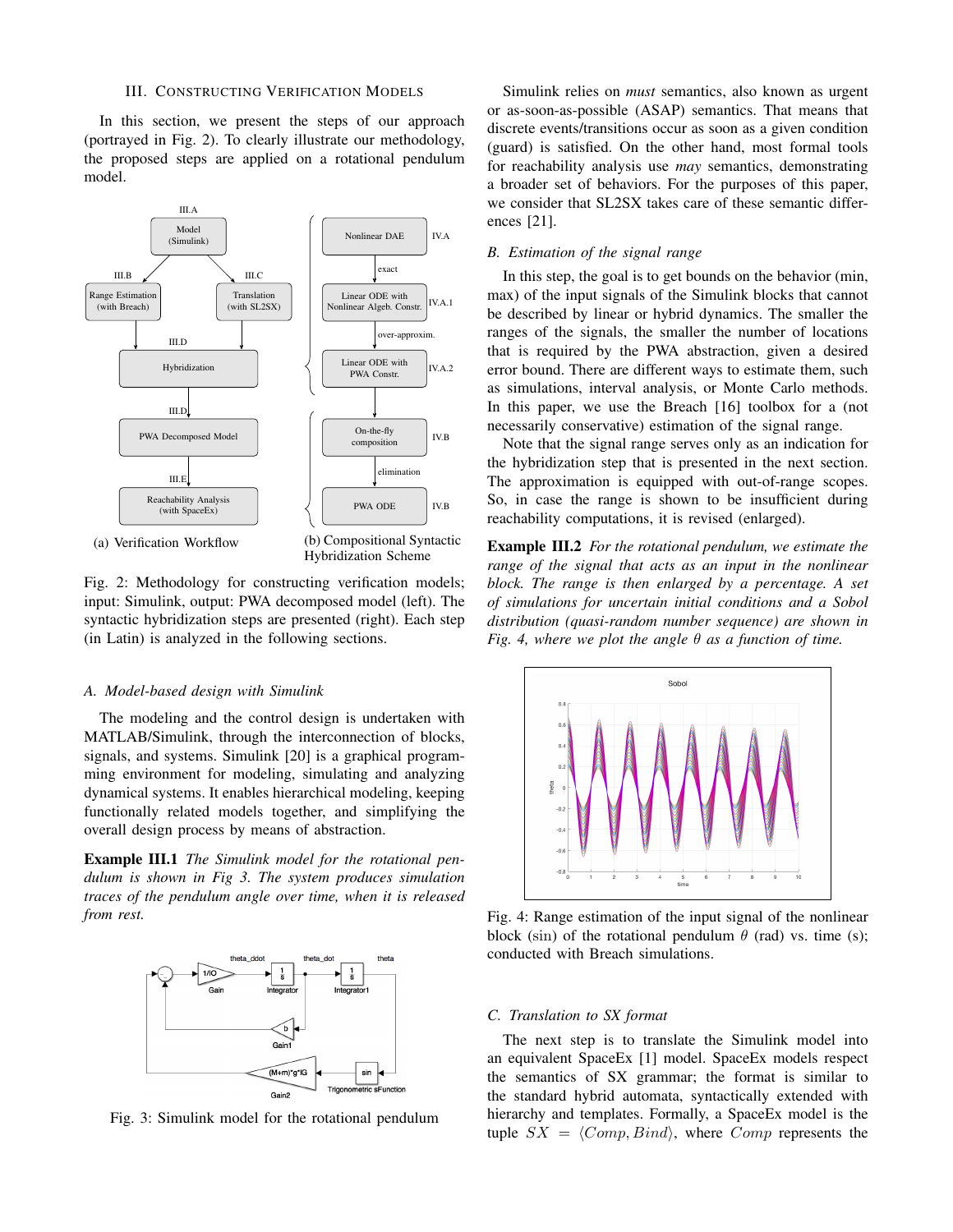## III. Constructing Verification Models

In this section, we present the steps of our approach (portrayed in Fig. 2). To clearly illustrate our methodology, the proposed steps are applied on a rotational pendulum model.

(a) Verification Workflow

(b) Compositional Syntactic Hybridization Scheme

Fig. 2: Methodology for constructing verification models; input: Simulink, output: PWA decomposed model (left). The syntactic hybridization steps are presented (right). Each step (in Latin) is analyzed in the following sections.

### A. Model-based design with Simulink

The modeling and the control design is undertaken with MATLAB/Simulink, through the interconnection of blocks, signals, and systems. Simulink [20] is a graphical programming environment for modeling, simulating and analyzing dynamical systems. It enables hierarchical modeling, keeping functionally related models together, and simplifying the overall design process by means of abstraction.

**Example III.1** *The Simulink model for the rotational pendulum is shown in Fig 3. The system produces simulation traces of the pendulum angle over time, when it is released from rest.*

Fig. 3: Simulink model for the rotational pendulum

Simulink relies on *must* semantics, also known as urgent or as-soon-as-possible (ASAP) semantics. That means that discrete events/transitions occur as soon as a given condition (guard) is satisfied. On the other hand, most formal tools for reachability analysis use *may* semantics, demonstrating a broader set of behaviors. For the purposes of this paper, we consider that SL2SX takes care of these semantic differences [21].

### B. Estimation of the signal range

In this step, the goal is to get bounds on the behavior (min, max) of the input signals of the Simulink blocks that cannot be described by linear or hybrid dynamics. The smaller the ranges of the signals, the smaller the number of locations that is required by the PWA abstraction, given a desired error bound. There are different ways to estimate them, such as simulations, interval analysis, or Monte Carlo methods. In this paper, we use the Breach [16] toolbox for a (not necessarily conservative) estimation of the signal range.

Note that the signal range serves only as an indication for the hybridization step that is presented in the next section. The approximation is equipped with out-of-range scopes. So, in case the range is shown to be insufficient during reachability computations, it is revised (enlarged).

**Example III.2** *For the rotational pendulum, we estimate the range of the signal that acts as an input in the nonlinear block. The range is then enlarged by a percentage. A set of simulations for uncertain initial conditions and a Sobol distribution (quasi-random number sequence) are shown in Fig. 4, where we plot the angle $\theta$ as a function of time.*

Fig. 4: Range estimation of the input signal of the nonlinear block (sin) of the rotational pendulum $\theta$ (rad) vs. time (s); conducted with Breach simulations.

### C. Translation to SX format

The next step is to translate the Simulink model into an equivalent SpaceEx [1] model. SpaceEx models respect the semantics of SX grammar; the format is similar to the standard hybrid automata, syntactically extended with hierarchy and templates. Formally, a SpaceEx model is the tuple $SX = \langle Comp, Bind \rangle$, where $Comp$ represents the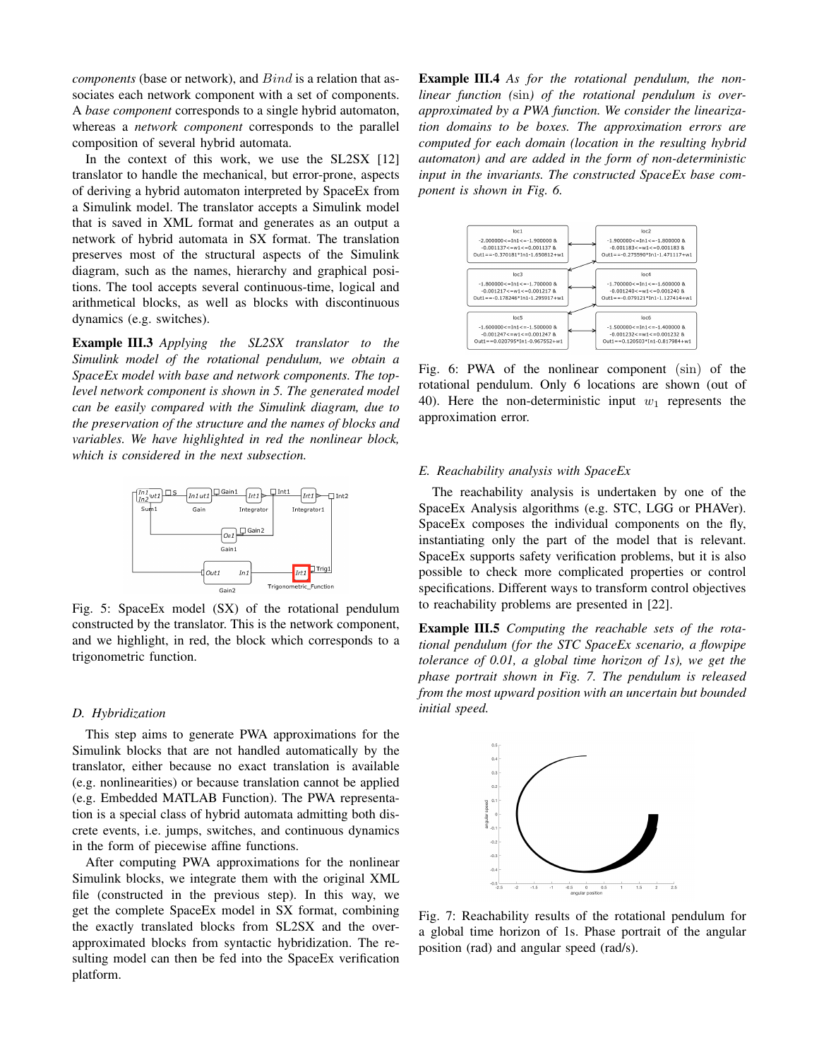*components* (base or network), and $Bind$ is a relation that associates each network component with a set of components. A *base component* corresponds to a single hybrid automaton, whereas a *network component* corresponds to the parallel composition of several hybrid automata.

In the context of this work, we use the SL2SX [12] translator to handle the mechanical, but error-prone, aspects of deriving a hybrid automaton interpreted by SpaceEx from a Simulink model. The translator accepts a Simulink model that is saved in XML format and generates as an output a network of hybrid automata in SX format. The translation preserves most of the structural aspects of the Simulink diagram, such as the names, hierarchy and graphical positions. The tool accepts several continuous-time, logical and arithmetical blocks, as well as blocks with discontinuous dynamics (e.g. switches).

**Example III.3** *Applying the SL2SX translator to the Simulink model of the rotational pendulum, we obtain a SpaceEx model with base and network components. The top-level network component is shown in 5. The generated model can be easily compared with the Simulink diagram, due to the preservation of the structure and the names of blocks and variables. We have highlighted in red the nonlinear block, which is considered in the next subsection.*

Fig. 5: SpaceEx model (SX) of the rotational pendulum constructed by the translator. This is the network component, and we highlight, in red, the block which corresponds to a trigonometric function.

### D. Hybridization

This step aims to generate PWA approximations for the Simulink blocks that are not handled automatically by the translator, either because no exact translation is available (e.g. nonlinearities) or because translation cannot be applied (e.g. Embedded MATLAB Function). The PWA representation is a special class of hybrid automata admitting both discrete events, i.e. jumps, switches, and continuous dynamics in the form of piecewise affine functions.

After computing PWA approximations for the nonlinear Simulink blocks, we integrate them with the original XML file (constructed in the previous step). In this way, we get the complete SpaceEx model in SX format, combining the exactly translated blocks from SL2SX and the over-approximated blocks from syntactic hybridization. The resulting model can then be fed into the SpaceEx verification platform.

**Example III.4** *As for the rotational pendulum, the nonlinear function (*$\sin$*) of the rotational pendulum is over-approximated by a PWA function. We consider the linearization domains to be boxes. The approximation errors are computed for each domain (location in the resulting hybrid automaton) and are added in the form of non-deterministic input in the invariants. The constructed SpaceEx base component is shown in Fig. 6.*

Fig. 6: PWA of the nonlinear component $(\sin)$ of the rotational pendulum. Only 6 locations are shown (out of 40). Here the non-deterministic input $w_1$ represents the approximation error.

### E. Reachability analysis with SpaceEx

The reachability analysis is undertaken by one of the SpaceEx Analysis algorithms (e.g. STC, LGG or PHAVer). SpaceEx composes the individual components on the fly, instantiating only the part of the model that is relevant. SpaceEx supports safety verification problems, but it is also possible to check more complicated properties or control specifications. Different ways to transform control objectives to reachability problems are presented in [22].

**Example III.5** *Computing the reachable sets of the rotational pendulum (for the STC SpaceEx scenario, a flowpipe tolerance of 0.01, a global time horizon of 1s), we get the phase portrait shown in Fig. 7. The pendulum is released from the most upward position with an uncertain but bounded initial speed.*

Fig. 7: Reachability results of the rotational pendulum for a global time horizon of 1s. Phase portrait of the angular position (rad) and angular speed (rad/s).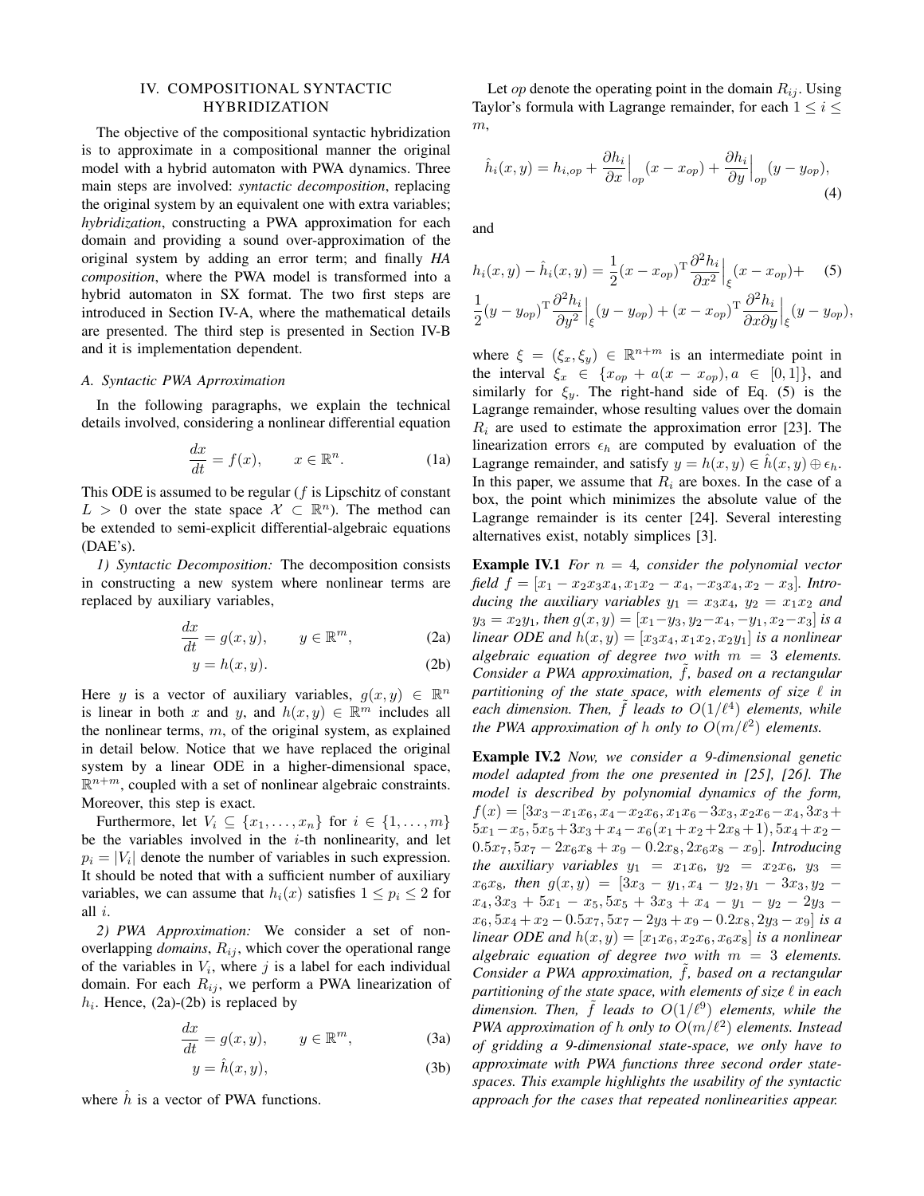## IV. COMPOSITIONAL SYNTACTIC HYBRIDIZATION

The objective of the compositional syntactic hybridization is to approximate in a compositional manner the original model with a hybrid automaton with PWA dynamics. Three main steps are involved: *syntactic decomposition*, replacing the original system by an equivalent one with extra variables; *hybridization*, constructing a PWA approximation for each domain and providing a sound over-approximation of the original system by adding an error term; and finally *HA composition*, where the PWA model is transformed into a hybrid automaton in SX format. The two first steps are introduced in Section IV-A, where the mathematical details are presented. The third step is presented in Section IV-B and it is implementation dependent.

### A. Syntactic PWA Aprroximation

In the following paragraphs, we explain the technical details involved, considering a nonlinear differential equation

$$\frac{dx}{dt} = f(x), \qquad x \in \mathbb{R}^n. \tag{1a}$$

This ODE is assumed to be regular ($f$ is Lipschitz of constant $L > 0$ over the state space $\mathcal{X} \subset \mathbb{R}^n$). The method can be extended to semi-explicit differential-algebraic equations (DAE's).

*1) Syntactic Decomposition:* The decomposition consists in constructing a new system where nonlinear terms are replaced by auxiliary variables,

$$\frac{dx}{dt} = g(x, y), \qquad y \in \mathbb{R}^m, \tag{2a}$$

$$y = h(x, y). \tag{2b}$$

Here $y$ is a vector of auxiliary variables, $g(x, y) \in \mathbb{R}^n$ is linear in both $x$ and $y$, and $h(x, y) \in \mathbb{R}^m$ includes all the nonlinear terms, $m$, of the original system, as explained in detail below. Notice that we have replaced the original system by a linear ODE in a higher-dimensional space, $\mathbb{R}^{n+m}$, coupled with a set of nonlinear algebraic constraints. Moreover, this step is exact.

Furthermore, let $V_i \subseteq \{x_1, \ldots, x_n\}$ for $i \in \{1, \ldots, m\}$ be the variables involved in the $i$-th nonlinearity, and let $p_i = |V_i|$ denote the number of variables in such expression. It should be noted that with a sufficient number of auxiliary variables, we can assume that $h_i(x)$ satisfies $1 \leq p_i \leq 2$ for all $i$.

*2) PWA Approximation:* We consider a set of non-overlapping *domains*, $R_{ij}$, which cover the operational range of the variables in $V_i$, where $j$ is a label for each individual domain. For each $R_{ij}$, we perform a PWA linearization of $h_i$. Hence, (2a)-(2b) is replaced by

$$\frac{dx}{dt} = g(x, y), \qquad y \in \mathbb{R}^m, \tag{3a}$$

$$y = \hat{h}(x, y), \tag{3b}$$

where $\hat{h}$ is a vector of PWA functions.

Let $op$ denote the operating point in the domain $R_{ij}$. Using Taylor's formula with Lagrange remainder, for each $1 \leq i \leq m$,

$$\hat{h}_i(x, y) = h_{i,op} + \frac{\partial h_i}{\partial x}\Big|_{op}(x - x_{op}) + \frac{\partial h_i}{\partial y}\Big|_{op}(y - y_{op}), \tag{4}$$

and

$$h_i(x, y) - \hat{h}_i(x, y) = \frac{1}{2}(x - x_{op})^{\mathrm{T}} \frac{\partial^2 h_i}{\partial x^2}\Big|_{\xi}(x - x_{op}) + \frac{1}{2}(y - y_{op})^{\mathrm{T}} \frac{\partial^2 h_i}{\partial y^2}\Big|_{\xi}(y - y_{op}) + (x - x_{op})^{\mathrm{T}} \frac{\partial^2 h_i}{\partial x \partial y}\Big|_{\xi}(y - y_{op}), \tag{5}$$

where $\xi = (\xi_x, \xi_y) \in \mathbb{R}^{n+m}$ is an intermediate point in the interval $\xi_x \in \{x_{op} + a(x - x_{op}), a \in [0, 1]\}$, and similarly for $\xi_y$. The right-hand side of Eq. (5) is the Lagrange remainder, whose resulting values over the domain $R_i$ are used to estimate the approximation error [23]. The linearization errors $\epsilon_h$ are computed by evaluation of the Lagrange remainder, and satisfy $y = h(x, y) \in \hat{h}(x, y) \oplus \epsilon_h$. In this paper, we assume that $R_i$ are boxes. In the case of a box, the point which minimizes the absolute value of the Lagrange remainder is its center [24]. Several interesting alternatives exist, notably simplices [3].

**Example IV.1** *For $n = 4$, consider the polynomial vector field $f = [x_1 - x_2x_3x_4, x_1x_2 - x_4, -x_3x_4, x_2 - x_3]$. Introducing the auxiliary variables $y_1 = x_3x_4$, $y_2 = x_1x_2$ and $y_3 = x_2y_1$, then $g(x, y) = [x_1 - y_3, y_2 - x_4, -y_1, x_2 - x_3]$ is a linear ODE and $h(x, y) = [x_3x_4, x_1x_2, x_2y_1]$ is a nonlinear algebraic equation of degree two with $m = 3$ elements. Consider a PWA approximation, $\tilde{f}$, based on a rectangular partitioning of the state space, with elements of size $\ell$ in each dimension. Then, $\tilde{f}$ leads to $O(1/\ell^4)$ elements, while the PWA approximation of $h$ only to $O(m/\ell^2)$ elements.*

**Example IV.2** *Now, we consider a 9-dimensional genetic model adapted from the one presented in [25], [26]. The model is described by polynomial dynamics of the form, $f(x) = [3x_3 - x_1x_6, x_4 - x_2x_6, x_1x_6 - 3x_3, x_2x_6 - x_4, 3x_3 + 5x_1 - x_5, 5x_5 + 3x_3 + x_4 - x_6(x_1 + x_2 + 2x_8 + 1), 5x_4 + x_2 - 0.5x_7, 5x_7 - 2x_6x_8 + x_9 - 0.2x_8, 2x_6x_8 - x_9]$. Introducing the auxiliary variables $y_1 = x_1x_6$, $y_2 = x_2x_6$, $y_3 = x_6x_8$, then $g(x, y) = [3x_3 - y_1, x_4 - y_2, y_1 - 3x_3, y_2 - x_4, 3x_3 + 5x_1 - x_5, 5x_5 + 3x_3 + x_4 - y_1 - y_2 - 2y_3 - x_6, 5x_4 + x_2 - 0.5x_7, 5x_7 - 2y_3 + x_9 - 0.2x_8, 2y_3 - x_9]$ is a linear ODE and $h(x, y) = [x_1x_6, x_2x_6, x_6x_8]$ is a nonlinear algebraic equation of degree two with $m = 3$ elements. Consider a PWA approximation, $\tilde{f}$, based on a rectangular partitioning of the state space, with elements of size $\ell$ in each dimension. Then, $\tilde{f}$ leads to $O(1/\ell^9)$ elements, while the PWA approximation of $h$ only to $O(m/\ell^2)$ elements. Instead of gridding a 9-dimensional state-space, we only have to approximate with PWA functions three second order state-spaces. This example highlights the usability of the syntactic approach for the cases that repeated nonlinearities appear.*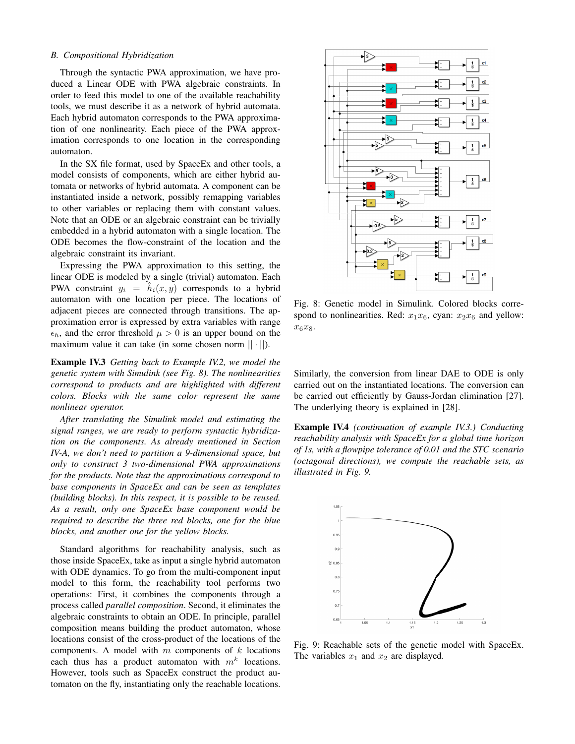### B. Compositional Hybridization

Through the syntactic PWA approximation, we have produced a Linear ODE with PWA algebraic constraints. In order to feed this model to one of the available reachability tools, we must describe it as a network of hybrid automata. Each hybrid automaton corresponds to the PWA approximation of one nonlinearity. Each piece of the PWA approximation corresponds to one location in the corresponding automaton.

In the SX file format, used by SpaceEx and other tools, a model consists of components, which are either hybrid automata or networks of hybrid automata. A component can be instantiated inside a network, possibly remapping variables to other variables or replacing them with constant values. Note that an ODE or an algebraic constraint can be trivially embedded in a hybrid automaton with a single location. The ODE becomes the flow-constraint of the location and the algebraic constraint its invariant.

Expressing the PWA approximation to this setting, the linear ODE is modeled by a single (trivial) automaton. Each PWA constraint $y_i = \hat{h}_i(x, y)$ corresponds to a hybrid automaton with one location per piece. The locations of adjacent pieces are connected through transitions. The approximation error is expressed by extra variables with range $\epsilon_h$, and the error threshold $\mu > 0$ is an upper bound on the maximum value it can take (in some chosen norm $||\cdot||$).

**Example IV.3** *Getting back to Example IV.2, we model the genetic system with Simulink (see Fig. 8). The nonlinearities correspond to products and are highlighted with different colors. Blocks with the same color represent the same nonlinear operator.*

*After translating the Simulink model and estimating the signal ranges, we are ready to perform syntactic hybridization on the components. As already mentioned in Section IV-A, we don't need to partition a 9-dimensional space, but only to construct 3 two-dimensional PWA approximations for the products. Note that the approximations correspond to base components in SpaceEx and can be seen as templates (building blocks). In this respect, it is possible to be reused. As a result, only one SpaceEx base component would be required to describe the three red blocks, one for the blue blocks, and another one for the yellow blocks.*

Standard algorithms for reachability analysis, such as those inside SpaceEx, take as input a single hybrid automaton with ODE dynamics. To go from the multi-component input model to this form, the reachability tool performs two operations: First, it combines the components through a process called *parallel composition*. Second, it eliminates the algebraic constraints to obtain an ODE. In principle, parallel composition means building the product automaton, whose locations consist of the cross-product of the locations of the components. A model with $m$ components of $k$ locations each thus has a product automaton with $m^k$ locations. However, tools such as SpaceEx construct the product automaton on the fly, instantiating only the reachable locations.

Fig. 8: Genetic model in Simulink. Colored blocks correspond to nonlinearities. Red: $x_1x_6$, cyan: $x_2x_6$ and yellow: $x_6x_8$.

Similarly, the conversion from linear DAE to ODE is only carried out on the instantiated locations. The conversion can be carried out efficiently by Gauss-Jordan elimination [27]. The underlying theory is explained in [28].

**Example IV.4** *(continuation of example IV.3.) Conducting reachability analysis with SpaceEx for a global time horizon of 1s, with a flowpipe tolerance of 0.01 and the STC scenario (octagonal directions), we compute the reachable sets, as illustrated in Fig. 9.*

Fig. 9: Reachable sets of the genetic model with SpaceEx. The variables $x_1$ and $x_2$ are displayed.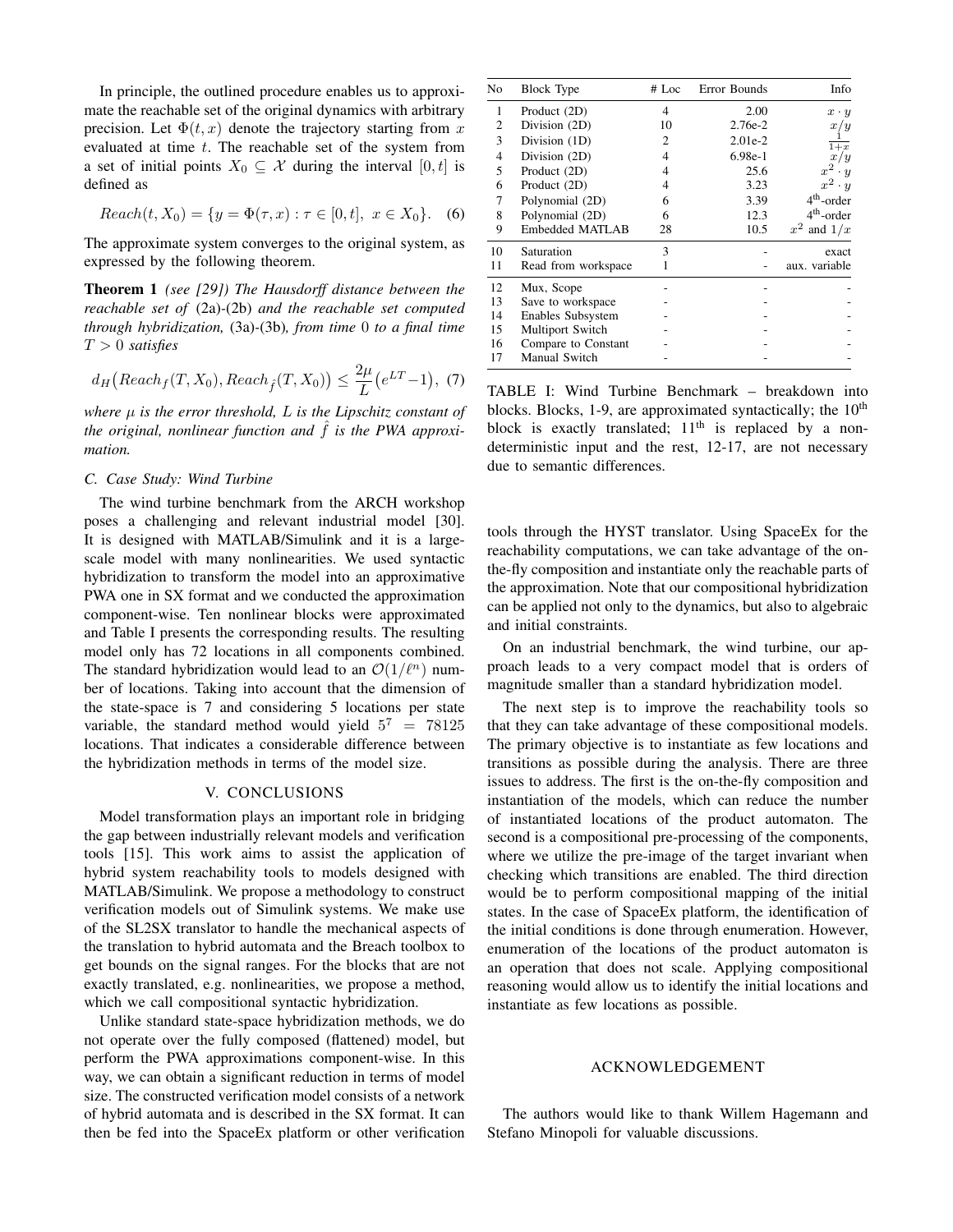In principle, the outlined procedure enables us to approximate the reachable set of the original dynamics with arbitrary precision. Let $\Phi(t, x)$ denote the trajectory starting from $x$ evaluated at time $t$. The reachable set of the system from a set of initial points $X_0 \subseteq \mathcal{X}$ during the interval $[0, t]$ is defined as

$$Reach(t, X_0) = \{y = \Phi(\tau, x) : \tau \in [0, t],\ x \in X_0\}. \quad (6)$$

The approximate system converges to the original system, as expressed by the following theorem.

**Theorem 1** *(see [29]) The Hausdorff distance between the reachable set of* (2a)-(2b) *and the reachable set computed through hybridization,* (3a)-(3b)*, from time* 0 *to a final time* $T > 0$ *satisfies*

$$d_H\big(Reach_f(T, X_0), Reach_{\hat{f}}(T, X_0)\big) \leq \frac{2\mu}{L}\big(e^{LT} - 1\big), \quad (7)$$

*where* $\mu$ *is the error threshold,* $L$ *is the Lipschitz constant of the original, nonlinear function and* $\hat{f}$ *is the PWA approximation.*

### C. Case Study: Wind Turbine

The wind turbine benchmark from the ARCH workshop poses a challenging and relevant industrial model [30]. It is designed with MATLAB/Simulink and it is a large-scale model with many nonlinearities. We used syntactic hybridization to transform the model into an approximative PWA one in SX format and we conducted the approximation component-wise. Ten nonlinear blocks were approximated and Table I presents the corresponding results. The resulting model only has 72 locations in all components combined. The standard hybridization would lead to an $\mathcal{O}(1/\ell^n)$ number of locations. Taking into account that the dimension of the state-space is 7 and considering 5 locations per state variable, the standard method would yield $5^7 = 78125$ locations. That indicates a considerable difference between the hybridization methods in terms of the model size.

| No | Block Type | # Loc | Error Bounds | Info |
|---|---|---|---|---|
| 1 | Product (2D) | 4 | 2.00 | $x \cdot y$ |
| 2 | Division (2D) | 10 | 2.76e-2 | $x/y$ |
| 3 | Division (1D) | 2 | 2.01e-2 | $\frac{1}{1+x}$ |
| 4 | Division (2D) | 4 | 6.98e-1 | $x/y$ |
| 5 | Product (2D) | 4 | 25.6 | $x^2 \cdot y$ |
| 6 | Product (2D) | 4 | 3.23 | $x^2 \cdot y$ |
| 7 | Polynomial (2D) | 6 | 3.39 | $4^{\text{th}}$-order |
| 8 | Polynomial (2D) | 6 | 12.3 | $4^{\text{th}}$-order |
| 9 | Embedded MATLAB | 28 | 10.5 | $x^2$ and $1/x$ |
| 10 | Saturation | 3 | - | exact |
| 11 | Read from workspace | 1 | - | aux. variable |
| 12 | Mux, Scope | - | - | - |
| 13 | Save to workspace | - | - | - |
| 14 | Enables Subsystem | - | - | - |
| 15 | Multiport Switch | - | - | - |
| 16 | Compare to Constant | - | - | - |
| 17 | Manual Switch | - | - | - |

TABLE I: Wind Turbine Benchmark – breakdown into blocks. Blocks, 1-9, are approximated syntactically; the $10^{\text{th}}$ block is exactly translated; $11^{\text{th}}$ is replaced by a non-deterministic input and the rest, 12-17, are not necessary due to semantic differences.

## V. CONCLUSIONS

Model transformation plays an important role in bridging the gap between industrially relevant models and verification tools [15]. This work aims to assist the application of hybrid system reachability tools to models designed with MATLAB/Simulink. We propose a methodology to construct verification models out of Simulink systems. We make use of the SL2SX translator to handle the mechanical aspects of the translation to hybrid automata and the Breach toolbox to get bounds on the signal ranges. For the blocks that are not exactly translated, e.g. nonlinearities, we propose a method, which we call compositional syntactic hybridization.

Unlike standard state-space hybridization methods, we do not operate over the fully composed (flattened) model, but perform the PWA approximations component-wise. In this way, we can obtain a significant reduction in terms of model size. The constructed verification model consists of a network of hybrid automata and is described in the SX format. It can then be fed into the SpaceEx platform or other verification tools through the HYST translator. Using SpaceEx for the reachability computations, we can take advantage of the on-the-fly composition and instantiate only the reachable parts of the approximation. Note that our compositional hybridization can be applied not only to the dynamics, but also to algebraic and initial constraints.

On an industrial benchmark, the wind turbine, our approach leads to a very compact model that is orders of magnitude smaller than a standard hybridization model.

The next step is to improve the reachability tools so that they can take advantage of these compositional models. The primary objective is to instantiate as few locations and transitions as possible during the analysis. There are three issues to address. The first is the on-the-fly composition and instantiation of the models, which can reduce the number of instantiated locations of the product automaton. The second is a compositional pre-processing of the components, where we utilize the pre-image of the target invariant when checking which transitions are enabled. The third direction would be to perform compositional mapping of the initial states. In the case of SpaceEx platform, the identification of the initial conditions is done through enumeration. However, enumeration of the locations of the product automaton is an operation that does not scale. Applying compositional reasoning would allow us to identify the initial locations and instantiate as few locations as possible.

## ACKNOWLEDGEMENT

The authors would like to thank Willem Hagemann and Stefano Minopoli for valuable discussions.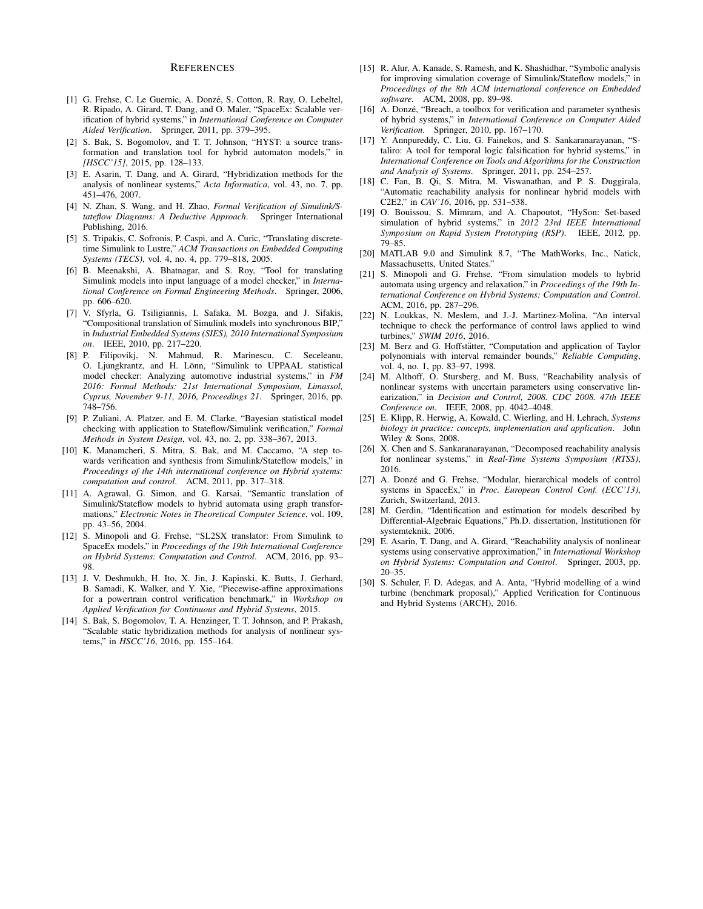# REFERENCES

[1] G. Frehse, C. Le Guernic, A. Donzé, S. Cotton, R. Ray, O. Lebeltel, R. Ripado, A. Girard, T. Dang, and O. Maler, "SpaceEx: Scalable verification of hybrid systems," in *International Conference on Computer Aided Verification*. Springer, 2011, pp. 379–395.

[2] S. Bak, S. Bogomolov, and T. T. Johnson, "HYST: a source transformation and translation tool for hybrid automaton models," in *[HSCC'15]*, 2015, pp. 128–133.

[3] E. Asarin, T. Dang, and A. Girard, "Hybridization methods for the analysis of nonlinear systems," *Acta Informatica*, vol. 43, no. 7, pp. 451–476, 2007.

[4] N. Zhan, S. Wang, and H. Zhao, *Formal Verification of Simulink/Stateflow Diagrams: A Deductive Approach*. Springer International Publishing, 2016.

[5] S. Tripakis, C. Sofronis, P. Caspi, and A. Curic, "Translating discrete-time Simulink to Lustre," *ACM Transactions on Embedded Computing Systems (TECS)*, vol. 4, no. 4, pp. 779–818, 2005.

[6] B. Meenakshi, A. Bhatnagar, and S. Roy, "Tool for translating Simulink models into input language of a model checker," in *International Conference on Formal Engineering Methods*. Springer, 2006, pp. 606–620.

[7] V. Sfyrla, G. Tsiligiannis, I. Safaka, M. Bozga, and J. Sifakis, "Compositional translation of Simulink models into synchronous BIP," in *Industrial Embedded Systems (SIES), 2010 International Symposium on*. IEEE, 2010, pp. 217–220.

[8] P. Filipovikj, N. Mahmud, R. Marinescu, C. Seceleanu, O. Ljungkrantz, and H. Lönn, "Simulink to UPPAAL statistical model checker: Analyzing automotive industrial systems," in *FM 2016: Formal Methods: 21st International Symposium, Limassol, Cyprus, November 9-11, 2016, Proceedings 21*. Springer, 2016, pp. 748–756.

[9] P. Zuliani, A. Platzer, and E. M. Clarke, "Bayesian statistical model checking with application to Stateflow/Simulink verification," *Formal Methods in System Design*, vol. 43, no. 2, pp. 338–367, 2013.

[10] K. Manamcheri, S. Mitra, S. Bak, and M. Caccamo, "A step towards verification and synthesis from Simulink/Stateflow models," in *Proceedings of the 14th international conference on Hybrid systems: computation and control*. ACM, 2011, pp. 317–318.

[11] A. Agrawal, G. Simon, and G. Karsai, "Semantic translation of Simulink/Stateflow models to hybrid automata using graph transformations," *Electronic Notes in Theoretical Computer Science*, vol. 109, pp. 43–56, 2004.

[12] S. Minopoli and G. Frehse, "SL2SX translator: From Simulink to SpaceEx models," in *Proceedings of the 19th International Conference on Hybrid Systems: Computation and Control*. ACM, 2016, pp. 93–98.

[13] J. V. Deshmukh, H. Ito, X. Jin, J. Kapinski, K. Butts, J. Gerhard, B. Samadi, K. Walker, and Y. Xie, "Piecewise-affine approximations for a powertrain control verification benchmark," in *Workshop on Applied Verification for Continuous and Hybrid Systems*, 2015.

[14] S. Bak, S. Bogomolov, T. A. Henzinger, T. T. Johnson, and P. Prakash, "Scalable static hybridization methods for analysis of nonlinear systems," in *HSCC'16*, 2016, pp. 155–164.

[15] R. Alur, A. Kanade, S. Ramesh, and K. Shashidhar, "Symbolic analysis for improving simulation coverage of Simulink/Stateflow models," in *Proceedings of the 8th ACM international conference on Embedded software*. ACM, 2008, pp. 89–98.

[16] A. Donzé, "Breach, a toolbox for verification and parameter synthesis of hybrid systems," in *International Conference on Computer Aided Verification*. Springer, 2010, pp. 167–170.

[17] Y. Annpureddy, C. Liu, G. Fainekos, and S. Sankaranarayanan, "S-taliro: A tool for temporal logic falsification for hybrid systems," in *International Conference on Tools and Algorithms for the Construction and Analysis of Systems*. Springer, 2011, pp. 254–257.

[18] C. Fan, B. Qi, S. Mitra, M. Viswanathan, and P. S. Duggirala, "Automatic reachability analysis for nonlinear hybrid models with C2E2," in *CAV'16*, 2016, pp. 531–538.

[19] O. Bouissou, S. Mimram, and A. Chapoutot, "HySon: Set-based simulation of hybrid systems," in *2012 23rd IEEE International Symposium on Rapid System Prototyping (RSP)*. IEEE, 2012, pp. 79–85.

[20] MATLAB 9.0 and Simulink 8.7, "The MathWorks, Inc., Natick, Massachusetts, United States."

[21] S. Minopoli and G. Frehse, "From simulation models to hybrid automata using urgency and relaxation," in *Proceedings of the 19th International Conference on Hybrid Systems: Computation and Control*. ACM, 2016, pp. 287–296.

[22] N. Loukkas, N. Meslem, and J.-J. Martinez-Molina, "An interval technique to check the performance of control laws applied to wind turbines," *SWIM 2016*, 2016.

[23] M. Berz and G. Hoffstätter, "Computation and application of Taylor polynomials with interval remainder bounds," *Reliable Computing*, vol. 4, no. 1, pp. 83–97, 1998.

[24] M. Althoff, O. Stursberg, and M. Buss, "Reachability analysis of nonlinear systems with uncertain parameters using conservative linearization," in *Decision and Control, 2008. CDC 2008. 47th IEEE Conference on*. IEEE, 2008, pp. 4042–4048.

[25] E. Klipp, R. Herwig, A. Kowald, C. Wierling, and H. Lehrach, *Systems biology in practice: concepts, implementation and application*. John Wiley & Sons, 2008.

[26] X. Chen and S. Sankaranarayanan, "Decomposed reachability analysis for nonlinear systems," in *Real-Time Systems Symposium (RTSS)*, 2016.

[27] A. Donzé and G. Frehse, "Modular, hierarchical models of control systems in SpaceEx," in *Proc. European Control Conf. (ECC'13)*, Zurich, Switzerland, 2013.

[28] M. Gerdin, "Identification and estimation for models described by Differential-Algebraic Equations," Ph.D. dissertation, Institutionen för systemteknik, 2006.

[29] E. Asarin, T. Dang, and A. Girard, "Reachability analysis of nonlinear systems using conservative approximation," in *International Workshop on Hybrid Systems: Computation and Control*. Springer, 2003, pp. 20–35.

[30] S. Schuler, F. D. Adegas, and A. Anta, "Hybrid modelling of a wind turbine (benchmark proposal)," Applied Verification for Continuous and Hybrid Systems (ARCH), 2016.